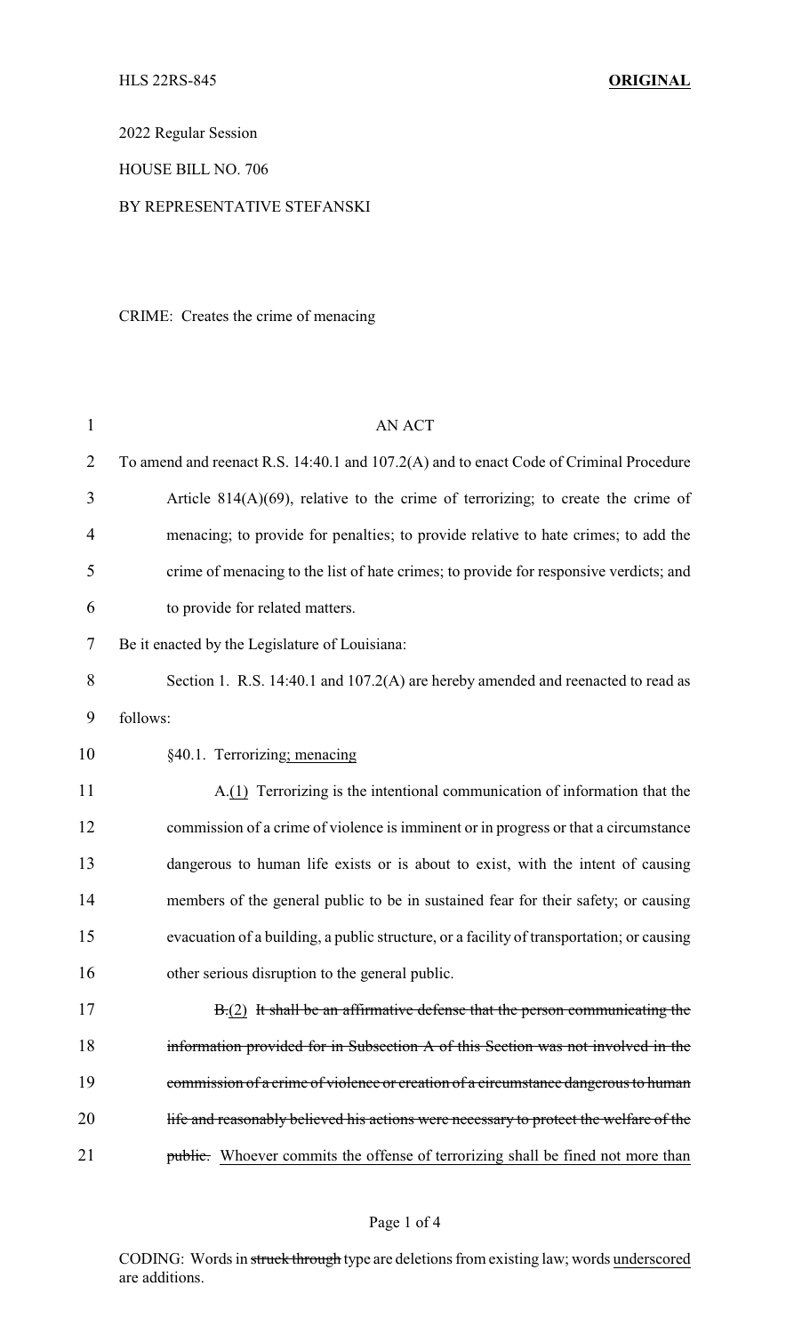HLS 22RS-845 **ORIGINAL**

2022 Regular Session

HOUSE BILL NO. 706

BY REPRESENTATIVE STEFANSKI

CRIME: Creates the crime of menacing

AN ACT

To amend and reenact R.S. 14:40.1 and 107.2(A) and to enact Code of Criminal Procedure Article 814(A)(69), relative to the crime of terrorizing; to create the crime of menacing; to provide for penalties; to provide relative to hate crimes; to add the crime of menacing to the list of hate crimes; to provide for responsive verdicts; and to provide for related matters.

Be it enacted by the Legislature of Louisiana:

Section 1. R.S. 14:40.1 and 107.2(A) are hereby amended and reenacted to read as follows:

§40.1. Terrorizing<u>; menacing</u>

A.<u>(1)</u> Terrorizing is the intentional communication of information that the commission of a crime of violence is imminent or in progress or that a circumstance dangerous to human life exists or is about to exist, with the intent of causing members of the general public to be in sustained fear for their safety; or causing evacuation of a building, a public structure, or a facility of transportation; or causing other serious disruption to the general public.

~~B.~~<u>(2)</u> ~~It shall be an affirmative defense that the person communicating the information provided for in Subsection A of this Section was not involved in the commission of a crime of violence or creation of a circumstance dangerous to human life and reasonably believed his actions were necessary to protect the welfare of the public.~~ Whoever commits the offense of terrorizing shall be fined not more than

CODING: Words in ~~struck through~~ type are deletions from existing law; words <u>underscored</u> are additions.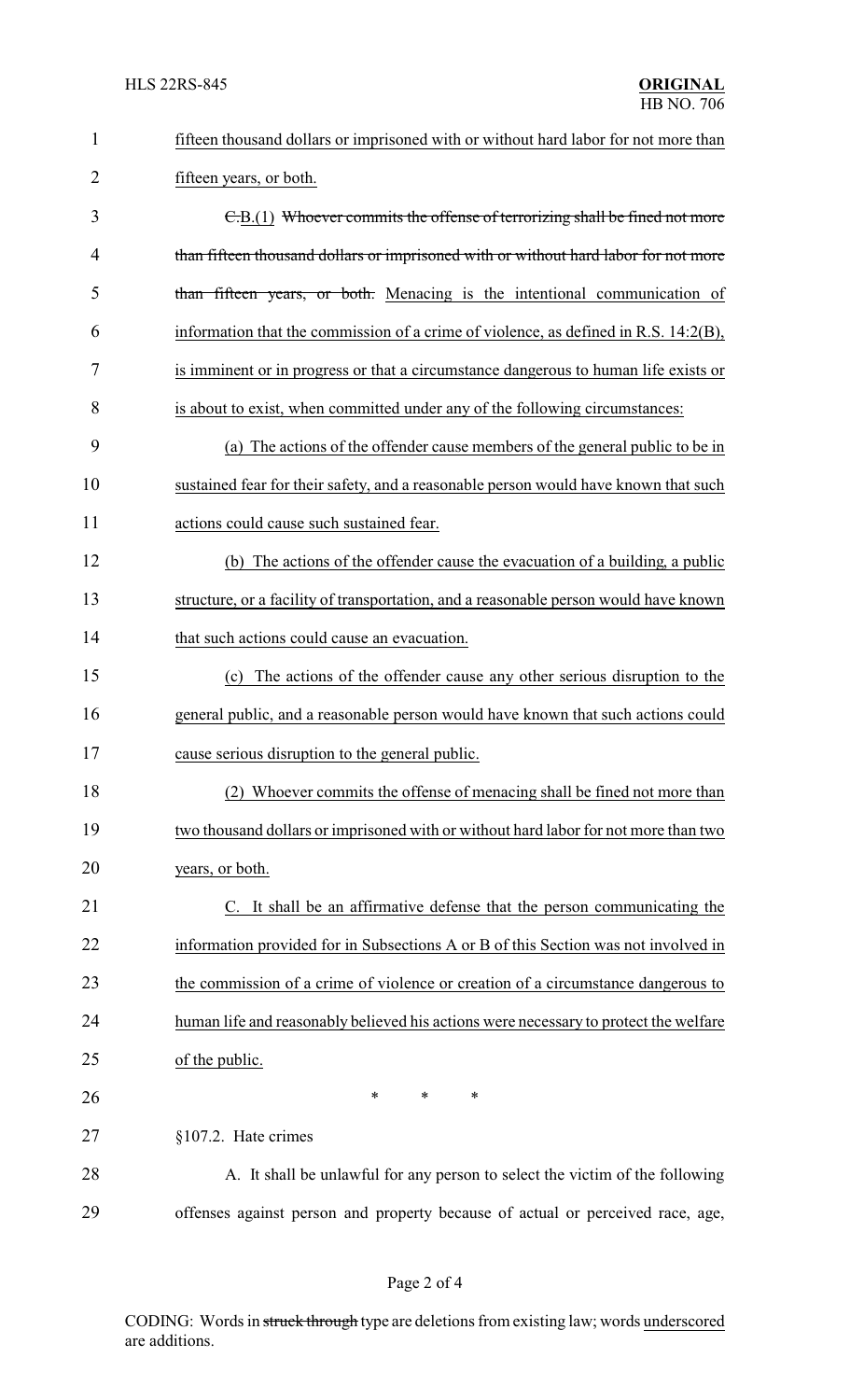fifteen thousand dollars or imprisoned with or without hard labor for not more than fifteen years, or both.

~~C.~~B.(1) ~~Whoever commits the offense of terrorizing shall be fined not more than fifteen thousand dollars or imprisoned with or without hard labor for not more than fifteen years, or both.~~ Menacing is the intentional communication of information that the commission of a crime of violence, as defined in R.S. 14:2(B), is imminent or in progress or that a circumstance dangerous to human life exists or is about to exist, when committed under any of the following circumstances:

(a) The actions of the offender cause members of the general public to be in sustained fear for their safety, and a reasonable person would have known that such actions could cause such sustained fear.

(b) The actions of the offender cause the evacuation of a building, a public structure, or a facility of transportation, and a reasonable person would have known that such actions could cause an evacuation.

(c) The actions of the offender cause any other serious disruption to the general public, and a reasonable person would have known that such actions could cause serious disruption to the general public.

(2) Whoever commits the offense of menacing shall be fined not more than two thousand dollars or imprisoned with or without hard labor for not more than two years, or both.

C. It shall be an affirmative defense that the person communicating the information provided for in Subsections A or B of this Section was not involved in the commission of a crime of violence or creation of a circumstance dangerous to human life and reasonably believed his actions were necessary to protect the welfare of the public.

\* \* \*

§107.2. Hate crimes

A. It shall be unlawful for any person to select the victim of the following offenses against person and property because of actual or perceived race, age,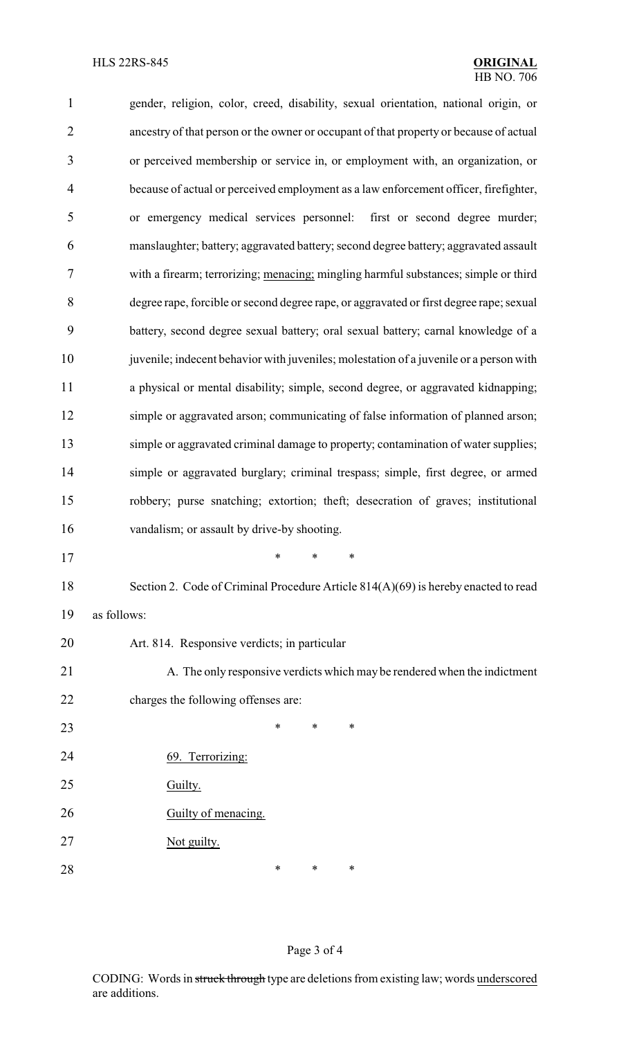gender, religion, color, creed, disability, sexual orientation, national origin, or ancestry of that person or the owner or occupant of that property or because of actual or perceived membership or service in, or employment with, an organization, or because of actual or perceived employment as a law enforcement officer, firefighter, or emergency medical services personnel: first or second degree murder; manslaughter; battery; aggravated battery; second degree battery; aggravated assault with a firearm; terrorizing; <u>menacing;</u> mingling harmful substances; simple or third degree rape, forcible or second degree rape, or aggravated or first degree rape; sexual battery, second degree sexual battery; oral sexual battery; carnal knowledge of a juvenile; indecent behavior with juveniles; molestation of a juvenile or a person with a physical or mental disability; simple, second degree, or aggravated kidnapping; simple or aggravated arson; communicating of false information of planned arson; simple or aggravated criminal damage to property; contamination of water supplies; simple or aggravated burglary; criminal trespass; simple, first degree, or armed robbery; purse snatching; extortion; theft; desecration of graves; institutional vandalism; or assault by drive-by shooting.

\* \* \*

Section 2. Code of Criminal Procedure Article 814(A)(69) is hereby enacted to read as follows:

Art. 814. Responsive verdicts; in particular

A. The only responsive verdicts which may be rendered when the indictment charges the following offenses are:

\* \* \*

<u>69. Terrorizing:</u>

<u>Guilty.</u>

<u>Guilty of menacing.</u>

<u>Not guilty.</u>

\* \* \*

CODING: Words in ~~struck through~~ type are deletions from existing law; words <u>underscored</u> are additions.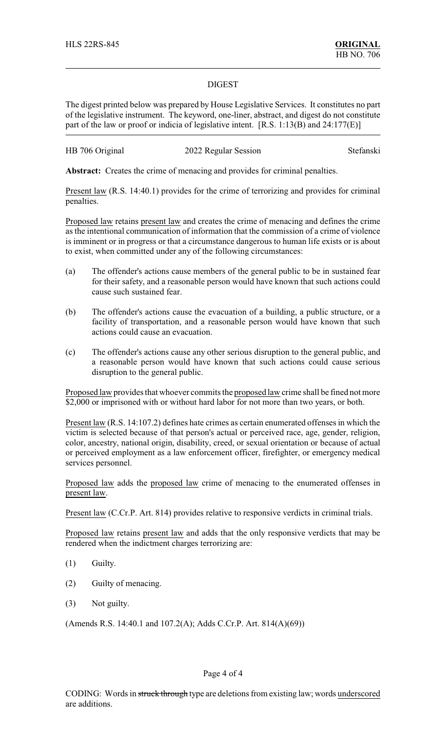HLS 22RS-845 **ORIGINAL**
HB NO. 706

## DIGEST

The digest printed below was prepared by House Legislative Services. It constitutes no part of the legislative instrument. The keyword, one-liner, abstract, and digest do not constitute part of the law or proof or indicia of legislative intent. [R.S. 1:13(B) and 24:177(E)]

HB 706 Original 2022 Regular Session Stefanski

**Abstract:** Creates the crime of menacing and provides for criminal penalties.

Present law (R.S. 14:40.1) provides for the crime of terrorizing and provides for criminal penalties.

Proposed law retains present law and creates the crime of menacing and defines the crime as the intentional communication of information that the commission of a crime of violence is imminent or in progress or that a circumstance dangerous to human life exists or is about to exist, when committed under any of the following circumstances:

(a) The offender's actions cause members of the general public to be in sustained fear for their safety, and a reasonable person would have known that such actions could cause such sustained fear.

(b) The offender's actions cause the evacuation of a building, a public structure, or a facility of transportation, and a reasonable person would have known that such actions could cause an evacuation.

(c) The offender's actions cause any other serious disruption to the general public, and a reasonable person would have known that such actions could cause serious disruption to the general public.

Proposed law provides that whoever commits the proposed law crime shall be fined not more $2,000 or imprisoned with or without hard labor for not more than two years, or both.

Present law (R.S. 14:107.2) defines hate crimes as certain enumerated offenses in which the victim is selected because of that person's actual or perceived race, age, gender, religion, color, ancestry, national origin, disability, creed, or sexual orientation or because of actual or perceived employment as a law enforcement officer, firefighter, or emergency medical services personnel.

Proposed law adds the proposed law crime of menacing to the enumerated offenses in present law.

Present law (C.Cr.P. Art. 814) provides relative to responsive verdicts in criminal trials.

Proposed law retains present law and adds that the only responsive verdicts that may be rendered when the indictment charges terrorizing are:

(1) Guilty.

(2) Guilty of menacing.

(3) Not guilty.

(Amends R.S. 14:40.1 and 107.2(A); Adds C.Cr.P. Art. 814(A)(69))

CODING: Words in ~~struck through~~ type are deletions from existing law; words underscored are additions.